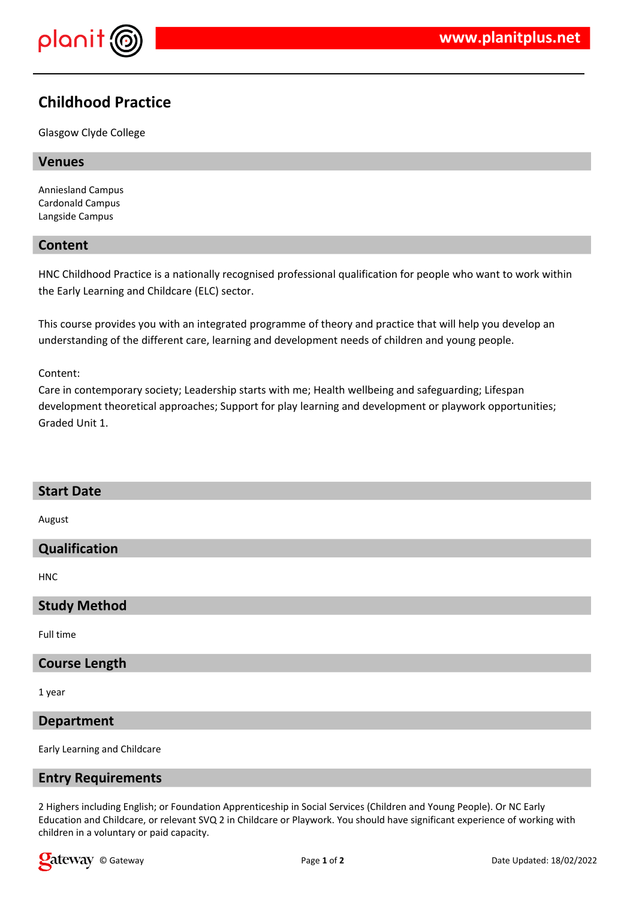# Childhood Practice

Glasgow Clyde College

## Venues

Anniesland Campus
Cardonald Campus
Langside Campus

## Content

HNC Childhood Practice is a nationally recognised professional qualification for people who want to work within the Early Learning and Childcare (ELC) sector.

This course provides you with an integrated programme of theory and practice that will help you develop an understanding of the different care, learning and development needs of children and young people.

Content:
Care in contemporary society; Leadership starts with me; Health wellbeing and safeguarding; Lifespan development theoretical approaches; Support for play learning and development or playwork opportunities; Graded Unit 1.

## Start Date

August

## Qualification

HNC

## Study Method

Full time

## Course Length

1 year

## Department

Early Learning and Childcare

## Entry Requirements

2 Highers including English; or Foundation Apprenticeship in Social Services (Children and Young People). Or NC Early Education and Childcare, or relevant SVQ 2 in Childcare or Playwork. You should have significant experience of working with children in a voluntary or paid capacity.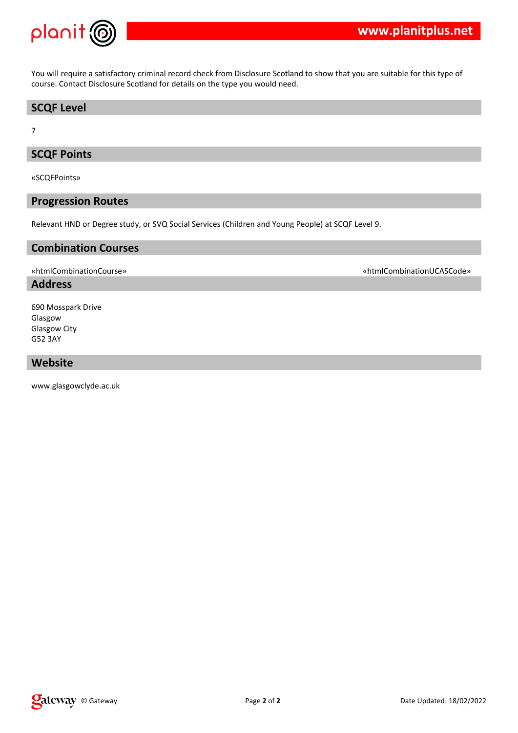You will require a satisfactory criminal record check from Disclosure Scotland to show that you are suitable for this type of course. Contact Disclosure Scotland for details on the type you would need.

## SCQF Level

7

## SCQF Points

«SCQFPoints»

## Progression Routes

Relevant HND or Degree study, or SVQ Social Services (Children and Young People) at SCQF Level 9.

## Combination Courses

«htmlCombinationCourse» «htmlCombinationUCASCode»

## Address

690 Mosspark Drive
Glasgow
Glasgow City
G52 3AY

## Website

www.glasgowclyde.ac.uk